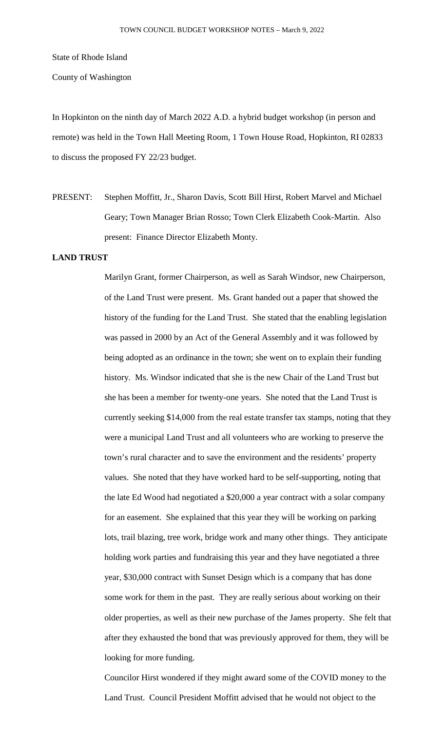State of Rhode Island

County of Washington

In Hopkinton on the ninth day of March 2022 A.D. a hybrid budget workshop (in person and remote) was held in the Town Hall Meeting Room, 1 Town House Road, Hopkinton, RI 02833 to discuss the proposed FY 22/23 budget.

PRESENT: Stephen Moffitt, Jr., Sharon Davis, Scott Bill Hirst, Robert Marvel and Michael Geary; Town Manager Brian Rosso; Town Clerk Elizabeth Cook-Martin. Also present: Finance Director Elizabeth Monty.

**LAND TRUST**

Marilyn Grant, former Chairperson, as well as Sarah Windsor, new Chairperson, of the Land Trust were present. Ms. Grant handed out a paper that showed the history of the funding for the Land Trust. She stated that the enabling legislation was passed in 2000 by an Act of the General Assembly and it was followed by being adopted as an ordinance in the town; she went on to explain their funding history. Ms. Windsor indicated that she is the new Chair of the Land Trust but she has been a member for twenty-one years. She noted that the Land Trust is currently seeking $14,000 from the real estate transfer tax stamps, noting that they were a municipal Land Trust and all volunteers who are working to preserve the town's rural character and to save the environment and the residents' property values. She noted that they have worked hard to be self-supporting, noting that the late Ed Wood had negotiated a $20,000 a year contract with a solar company for an easement. She explained that this year they will be working on parking lots, trail blazing, tree work, bridge work and many other things. They anticipate holding work parties and fundraising this year and they have negotiated a three year, $30,000 contract with Sunset Design which is a company that has done some work for them in the past. They are really serious about working on their older properties, as well as their new purchase of the James property. She felt that after they exhausted the bond that was previously approved for them, they will be looking for more funding.

Councilor Hirst wondered if they might award some of the COVID money to the Land Trust. Council President Moffitt advised that he would not object to the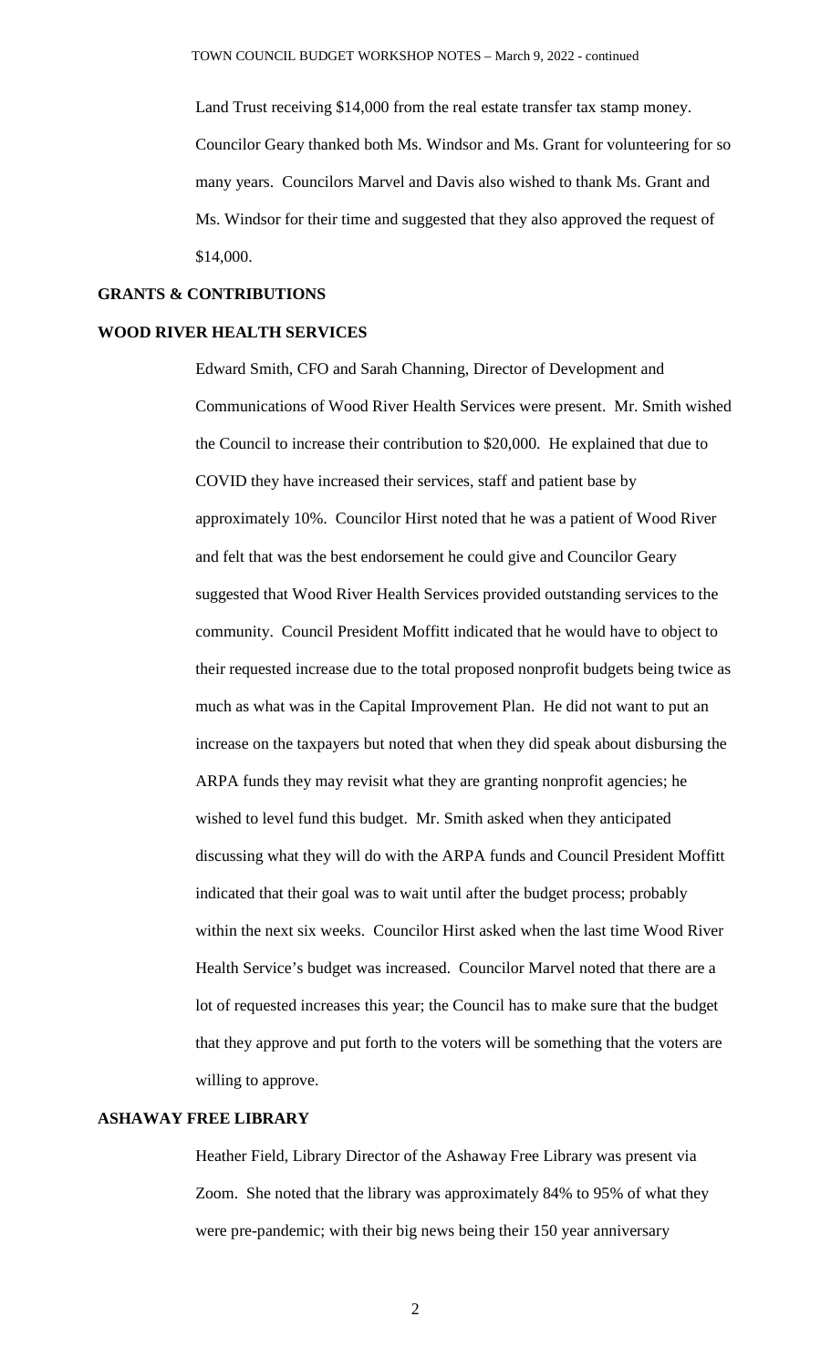Land Trust receiving $14,000 from the real estate transfer tax stamp money. Councilor Geary thanked both Ms. Windsor and Ms. Grant for volunteering for so many years. Councilors Marvel and Davis also wished to thank Ms. Grant and Ms. Windsor for their time and suggested that they also approved the request of $14,000.

## GRANTS & CONTRIBUTIONS

## WOOD RIVER HEALTH SERVICES

Edward Smith, CFO and Sarah Channing, Director of Development and Communications of Wood River Health Services were present. Mr. Smith wished the Council to increase their contribution to $20,000. He explained that due to COVID they have increased their services, staff and patient base by approximately 10%. Councilor Hirst noted that he was a patient of Wood River and felt that was the best endorsement he could give and Councilor Geary suggested that Wood River Health Services provided outstanding services to the community. Council President Moffitt indicated that he would have to object to their requested increase due to the total proposed nonprofit budgets being twice as much as what was in the Capital Improvement Plan. He did not want to put an increase on the taxpayers but noted that when they did speak about disbursing the ARPA funds they may revisit what they are granting nonprofit agencies; he wished to level fund this budget. Mr. Smith asked when they anticipated discussing what they will do with the ARPA funds and Council President Moffitt indicated that their goal was to wait until after the budget process; probably within the next six weeks. Councilor Hirst asked when the last time Wood River Health Service's budget was increased. Councilor Marvel noted that there are a lot of requested increases this year; the Council has to make sure that the budget that they approve and put forth to the voters will be something that the voters are willing to approve.

## ASHAWAY FREE LIBRARY

Heather Field, Library Director of the Ashaway Free Library was present via Zoom. She noted that the library was approximately 84% to 95% of what they were pre-pandemic; with their big news being their 150 year anniversary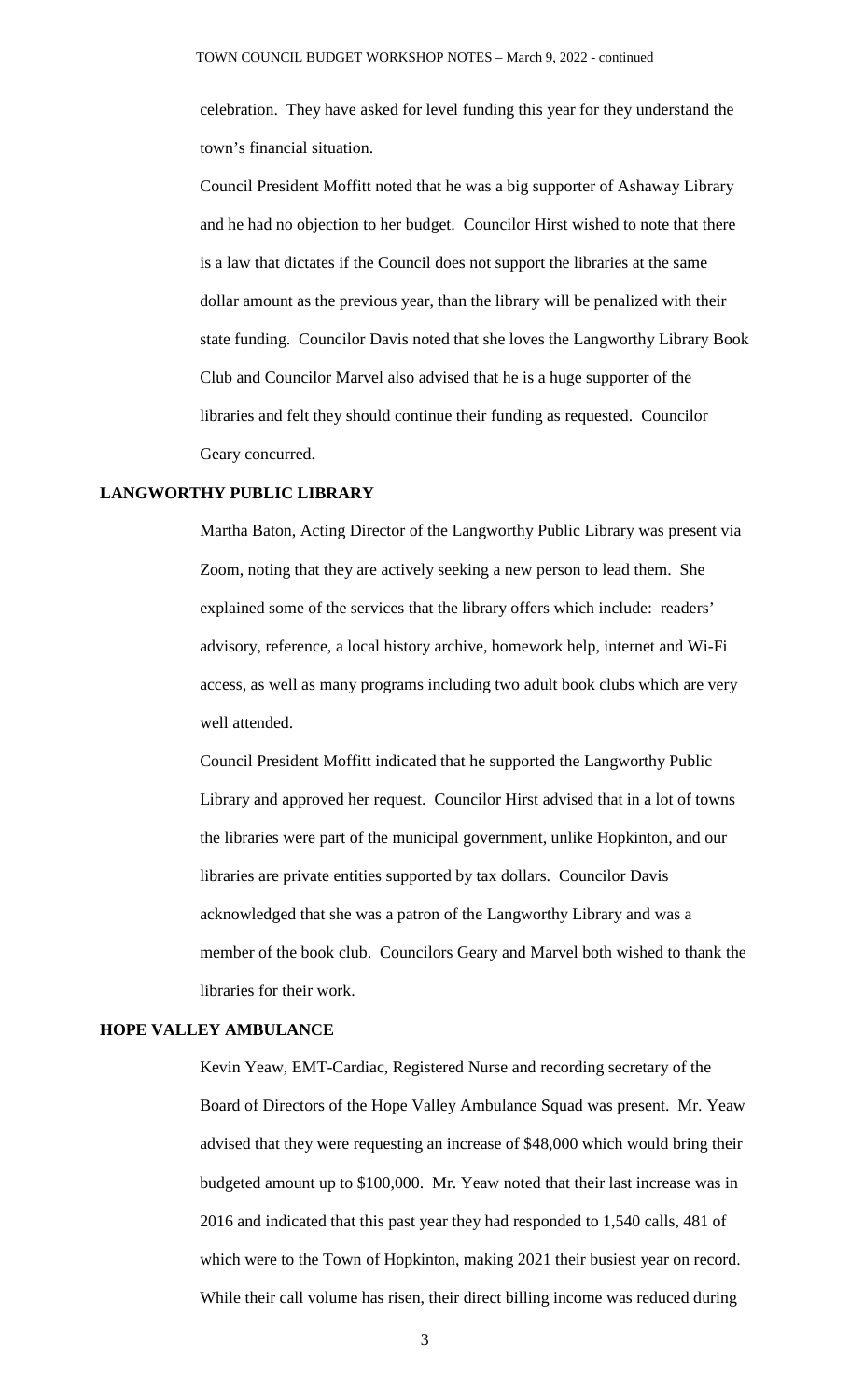celebration. They have asked for level funding this year for they understand the town's financial situation.

Council President Moffitt noted that he was a big supporter of Ashaway Library and he had no objection to her budget. Councilor Hirst wished to note that there is a law that dictates if the Council does not support the libraries at the same dollar amount as the previous year, than the library will be penalized with their state funding. Councilor Davis noted that she loves the Langworthy Library Book Club and Councilor Marvel also advised that he is a huge supporter of the libraries and felt they should continue their funding as requested. Councilor Geary concurred.

**LANGWORTHY PUBLIC LIBRARY**

Martha Baton, Acting Director of the Langworthy Public Library was present via Zoom, noting that they are actively seeking a new person to lead them. She explained some of the services that the library offers which include: readers' advisory, reference, a local history archive, homework help, internet and Wi-Fi access, as well as many programs including two adult book clubs which are very well attended.

Council President Moffitt indicated that he supported the Langworthy Public Library and approved her request. Councilor Hirst advised that in a lot of towns the libraries were part of the municipal government, unlike Hopkinton, and our libraries are private entities supported by tax dollars. Councilor Davis acknowledged that she was a patron of the Langworthy Library and was a member of the book club. Councilors Geary and Marvel both wished to thank the libraries for their work.

**HOPE VALLEY AMBULANCE**

Kevin Yeaw, EMT-Cardiac, Registered Nurse and recording secretary of the Board of Directors of the Hope Valley Ambulance Squad was present. Mr. Yeaw advised that they were requesting an increase of $48,000 which would bring their budgeted amount up to $100,000. Mr. Yeaw noted that their last increase was in 2016 and indicated that this past year they had responded to 1,540 calls, 481 of which were to the Town of Hopkinton, making 2021 their busiest year on record. While their call volume has risen, their direct billing income was reduced during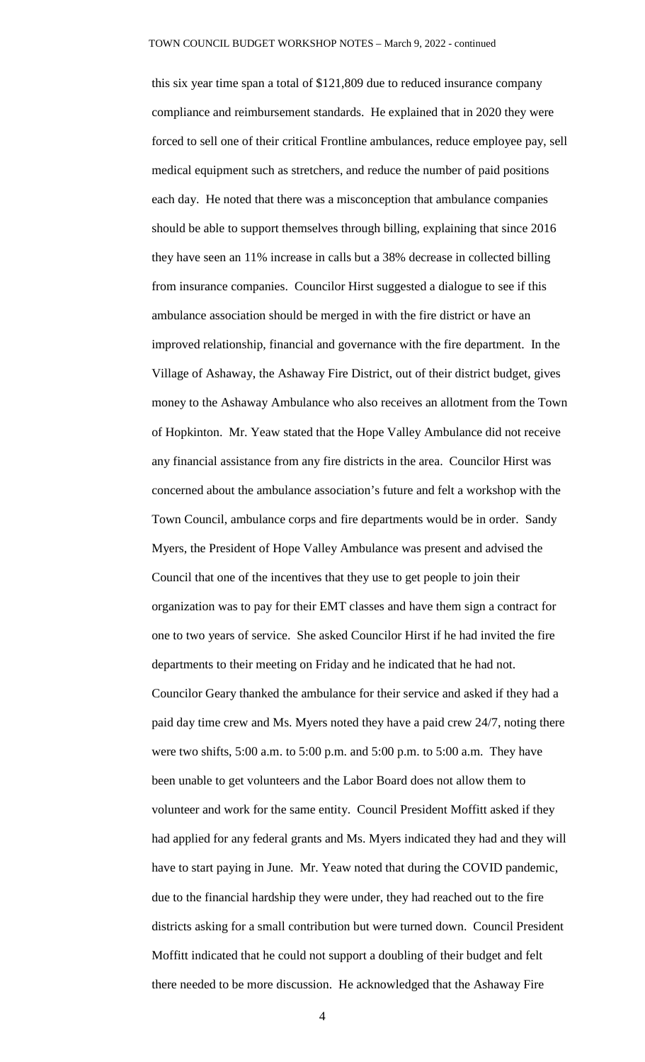this six year time span a total of $121,809 due to reduced insurance company compliance and reimbursement standards. He explained that in 2020 they were forced to sell one of their critical Frontline ambulances, reduce employee pay, sell medical equipment such as stretchers, and reduce the number of paid positions each day. He noted that there was a misconception that ambulance companies should be able to support themselves through billing, explaining that since 2016 they have seen an 11% increase in calls but a 38% decrease in collected billing from insurance companies. Councilor Hirst suggested a dialogue to see if this ambulance association should be merged in with the fire district or have an improved relationship, financial and governance with the fire department. In the Village of Ashaway, the Ashaway Fire District, out of their district budget, gives money to the Ashaway Ambulance who also receives an allotment from the Town of Hopkinton. Mr. Yeaw stated that the Hope Valley Ambulance did not receive any financial assistance from any fire districts in the area. Councilor Hirst was concerned about the ambulance association's future and felt a workshop with the Town Council, ambulance corps and fire departments would be in order. Sandy Myers, the President of Hope Valley Ambulance was present and advised the Council that one of the incentives that they use to get people to join their organization was to pay for their EMT classes and have them sign a contract for one to two years of service. She asked Councilor Hirst if he had invited the fire departments to their meeting on Friday and he indicated that he had not. Councilor Geary thanked the ambulance for their service and asked if they had a paid day time crew and Ms. Myers noted they have a paid crew 24/7, noting there were two shifts, 5:00 a.m. to 5:00 p.m. and 5:00 p.m. to 5:00 a.m. They have been unable to get volunteers and the Labor Board does not allow them to volunteer and work for the same entity. Council President Moffitt asked if they had applied for any federal grants and Ms. Myers indicated they had and they will have to start paying in June. Mr. Yeaw noted that during the COVID pandemic, due to the financial hardship they were under, they had reached out to the fire districts asking for a small contribution but were turned down. Council President Moffitt indicated that he could not support a doubling of their budget and felt there needed to be more discussion. He acknowledged that the Ashaway Fire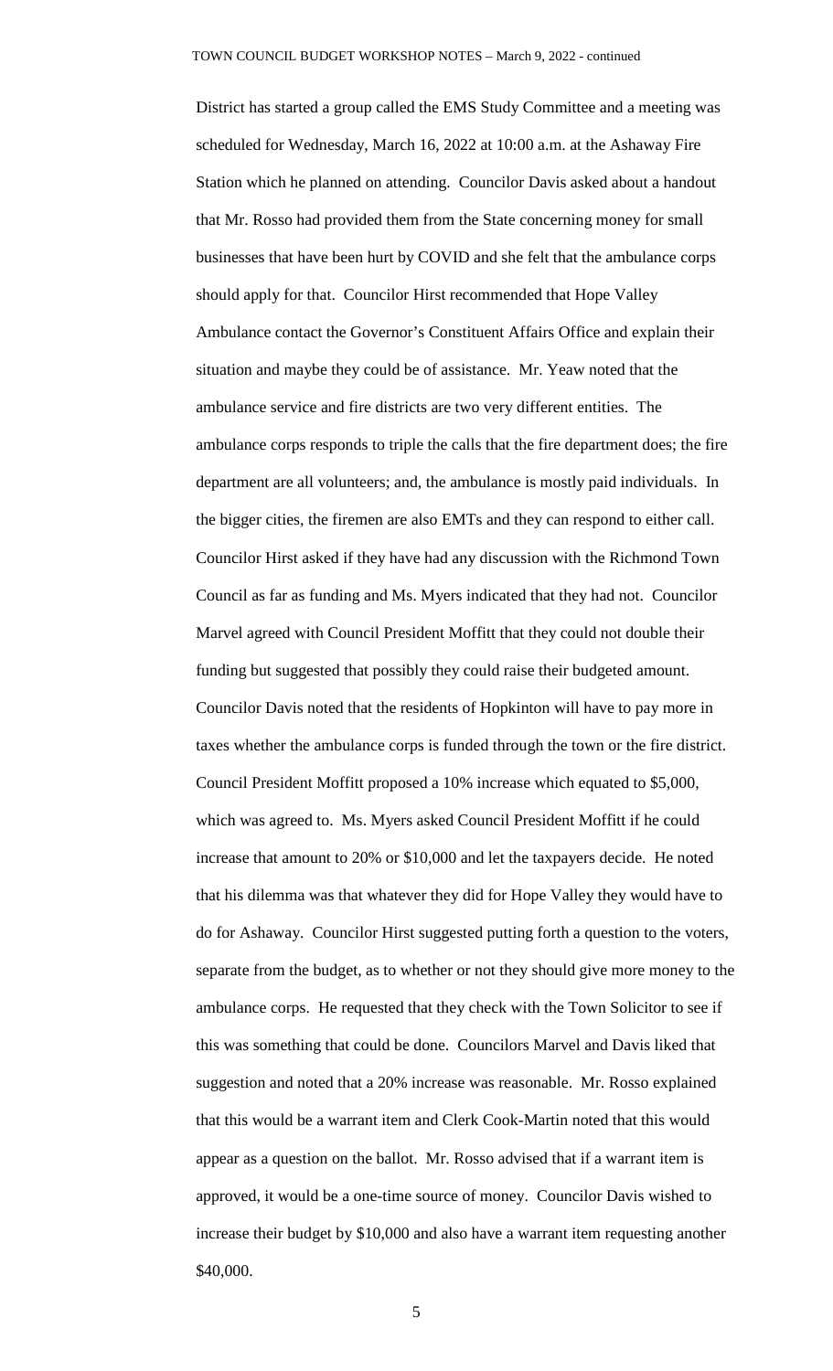District has started a group called the EMS Study Committee and a meeting was scheduled for Wednesday, March 16, 2022 at 10:00 a.m. at the Ashaway Fire Station which he planned on attending. Councilor Davis asked about a handout that Mr. Rosso had provided them from the State concerning money for small businesses that have been hurt by COVID and she felt that the ambulance corps should apply for that. Councilor Hirst recommended that Hope Valley Ambulance contact the Governor's Constituent Affairs Office and explain their situation and maybe they could be of assistance. Mr. Yeaw noted that the ambulance service and fire districts are two very different entities. The ambulance corps responds to triple the calls that the fire department does; the fire department are all volunteers; and, the ambulance is mostly paid individuals. In the bigger cities, the firemen are also EMTs and they can respond to either call. Councilor Hirst asked if they have had any discussion with the Richmond Town Council as far as funding and Ms. Myers indicated that they had not. Councilor Marvel agreed with Council President Moffitt that they could not double their funding but suggested that possibly they could raise their budgeted amount. Councilor Davis noted that the residents of Hopkinton will have to pay more in taxes whether the ambulance corps is funded through the town or the fire district. Council President Moffitt proposed a 10% increase which equated to $5,000, which was agreed to. Ms. Myers asked Council President Moffitt if he could increase that amount to 20% or $10,000 and let the taxpayers decide. He noted that his dilemma was that whatever they did for Hope Valley they would have to do for Ashaway. Councilor Hirst suggested putting forth a question to the voters, separate from the budget, as to whether or not they should give more money to the ambulance corps. He requested that they check with the Town Solicitor to see if this was something that could be done. Councilors Marvel and Davis liked that suggestion and noted that a 20% increase was reasonable. Mr. Rosso explained that this would be a warrant item and Clerk Cook-Martin noted that this would appear as a question on the ballot. Mr. Rosso advised that if a warrant item is approved, it would be a one-time source of money. Councilor Davis wished to increase their budget by $10,000 and also have a warrant item requesting another $40,000.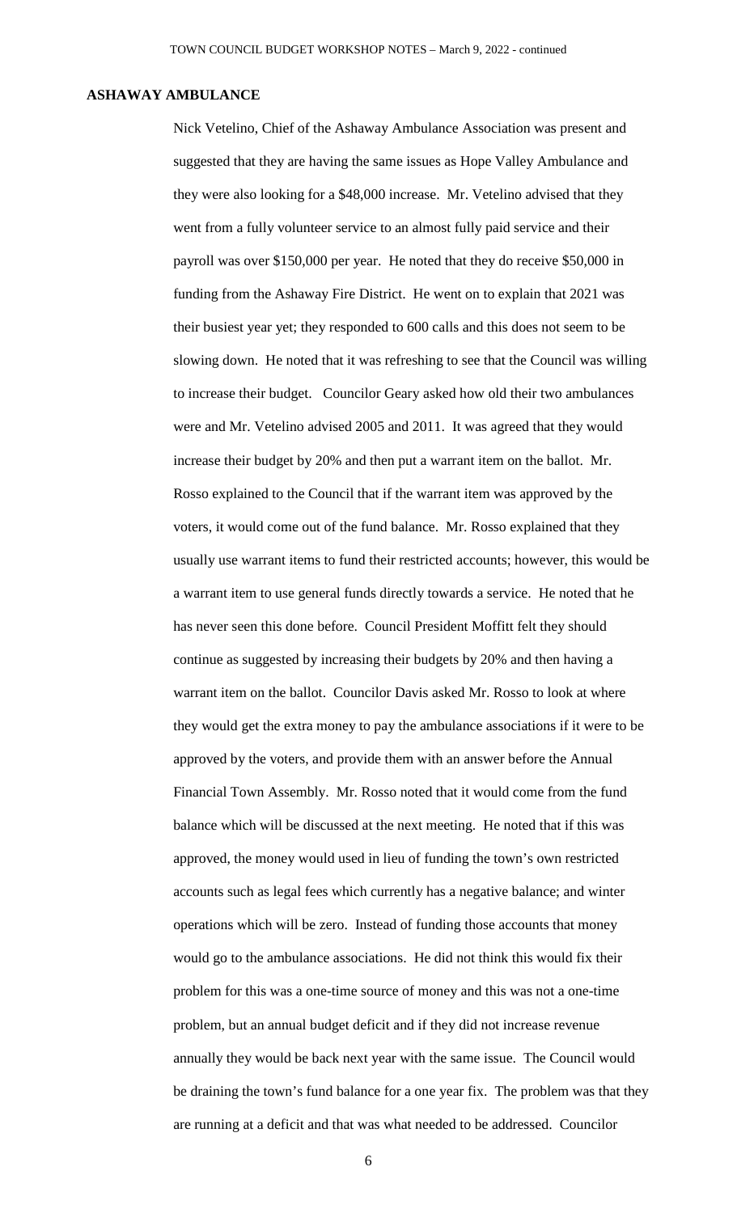## ASHAWAY AMBULANCE

Nick Vetelino, Chief of the Ashaway Ambulance Association was present and suggested that they are having the same issues as Hope Valley Ambulance and they were also looking for a $48,000 increase. Mr. Vetelino advised that they went from a fully volunteer service to an almost fully paid service and their payroll was over $150,000 per year. He noted that they do receive $50,000 in funding from the Ashaway Fire District. He went on to explain that 2021 was their busiest year yet; they responded to 600 calls and this does not seem to be slowing down. He noted that it was refreshing to see that the Council was willing to increase their budget. Councilor Geary asked how old their two ambulances were and Mr. Vetelino advised 2005 and 2011. It was agreed that they would increase their budget by 20% and then put a warrant item on the ballot. Mr. Rosso explained to the Council that if the warrant item was approved by the voters, it would come out of the fund balance. Mr. Rosso explained that they usually use warrant items to fund their restricted accounts; however, this would be a warrant item to use general funds directly towards a service. He noted that he has never seen this done before. Council President Moffitt felt they should continue as suggested by increasing their budgets by 20% and then having a warrant item on the ballot. Councilor Davis asked Mr. Rosso to look at where they would get the extra money to pay the ambulance associations if it were to be approved by the voters, and provide them with an answer before the Annual Financial Town Assembly. Mr. Rosso noted that it would come from the fund balance which will be discussed at the next meeting. He noted that if this was approved, the money would used in lieu of funding the town's own restricted accounts such as legal fees which currently has a negative balance; and winter operations which will be zero. Instead of funding those accounts that money would go to the ambulance associations. He did not think this would fix their problem for this was a one-time source of money and this was not a one-time problem, but an annual budget deficit and if they did not increase revenue annually they would be back next year with the same issue. The Council would be draining the town's fund balance for a one year fix. The problem was that they are running at a deficit and that was what needed to be addressed. Councilor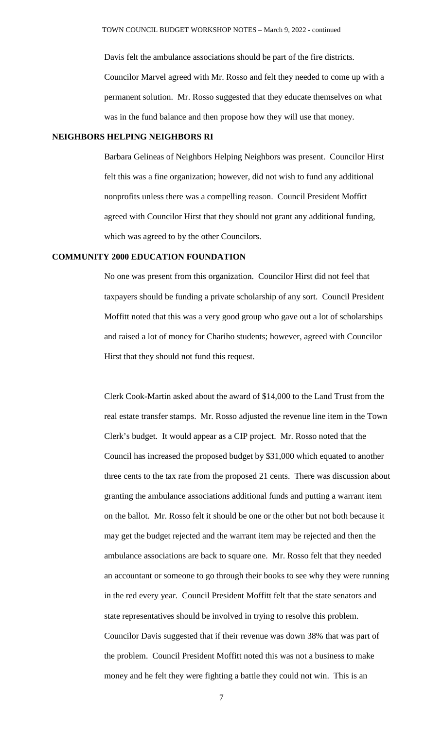Davis felt the ambulance associations should be part of the fire districts. Councilor Marvel agreed with Mr. Rosso and felt they needed to come up with a permanent solution. Mr. Rosso suggested that they educate themselves on what was in the fund balance and then propose how they will use that money.

## NEIGHBORS HELPING NEIGHBORS RI

Barbara Gelineas of Neighbors Helping Neighbors was present. Councilor Hirst felt this was a fine organization; however, did not wish to fund any additional nonprofits unless there was a compelling reason. Council President Moffitt agreed with Councilor Hirst that they should not grant any additional funding, which was agreed to by the other Councilors.

## COMMUNITY 2000 EDUCATION FOUNDATION

No one was present from this organization. Councilor Hirst did not feel that taxpayers should be funding a private scholarship of any sort. Council President Moffitt noted that this was a very good group who gave out a lot of scholarships and raised a lot of money for Chariho students; however, agreed with Councilor Hirst that they should not fund this request.

Clerk Cook-Martin asked about the award of $14,000 to the Land Trust from the real estate transfer stamps. Mr. Rosso adjusted the revenue line item in the Town Clerk's budget. It would appear as a CIP project. Mr. Rosso noted that the Council has increased the proposed budget by $31,000 which equated to another three cents to the tax rate from the proposed 21 cents. There was discussion about granting the ambulance associations additional funds and putting a warrant item on the ballot. Mr. Rosso felt it should be one or the other but not both because it may get the budget rejected and the warrant item may be rejected and then the ambulance associations are back to square one. Mr. Rosso felt that they needed an accountant or someone to go through their books to see why they were running in the red every year. Council President Moffitt felt that the state senators and state representatives should be involved in trying to resolve this problem. Councilor Davis suggested that if their revenue was down 38% that was part of the problem. Council President Moffitt noted this was not a business to make money and he felt they were fighting a battle they could not win. This is an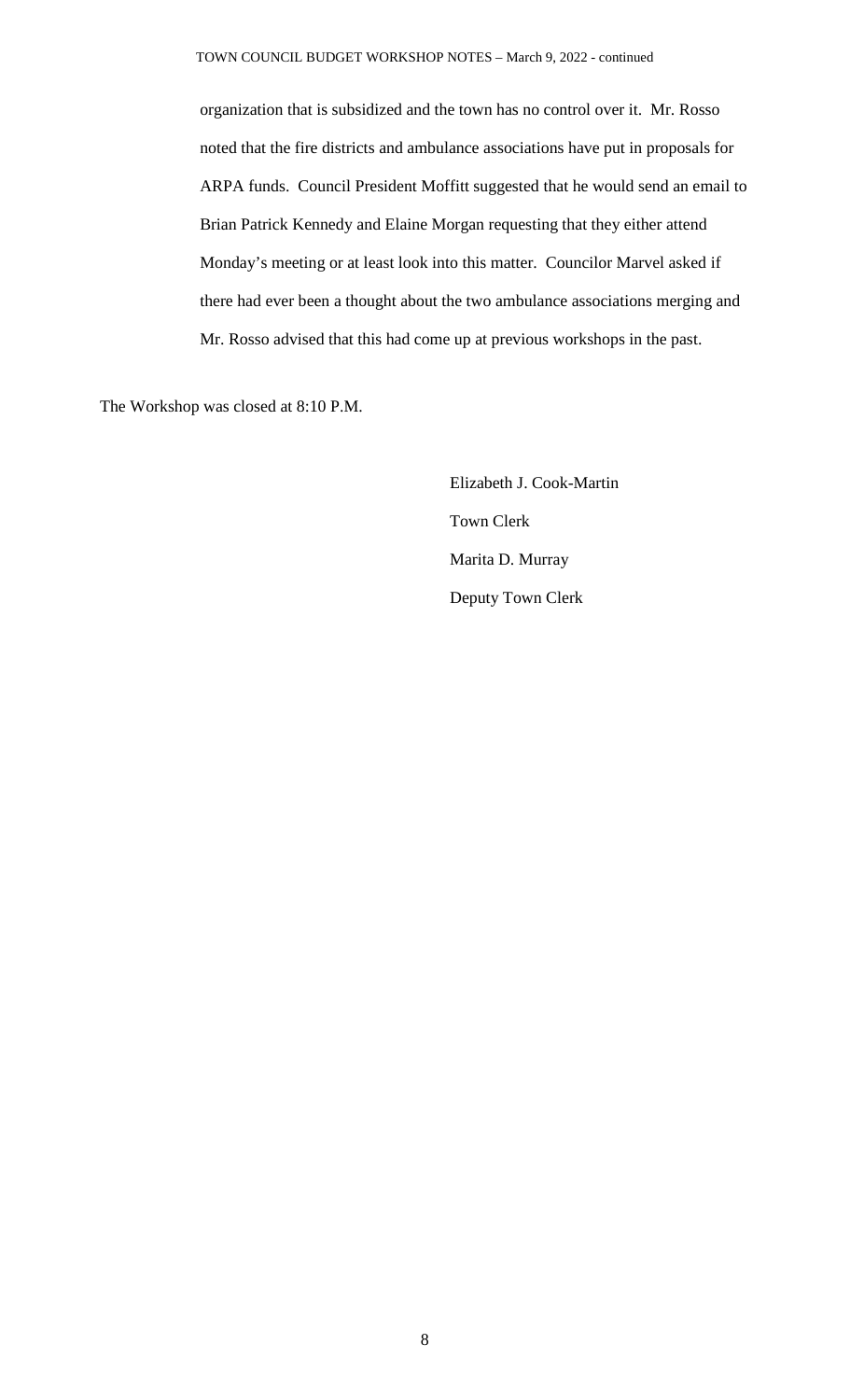organization that is subsidized and the town has no control over it. Mr. Rosso noted that the fire districts and ambulance associations have put in proposals for ARPA funds. Council President Moffitt suggested that he would send an email to Brian Patrick Kennedy and Elaine Morgan requesting that they either attend Monday's meeting or at least look into this matter. Councilor Marvel asked if there had ever been a thought about the two ambulance associations merging and Mr. Rosso advised that this had come up at previous workshops in the past.

The Workshop was closed at 8:10 P.M.

Elizabeth J. Cook-Martin

Town Clerk

Marita D. Murray

Deputy Town Clerk